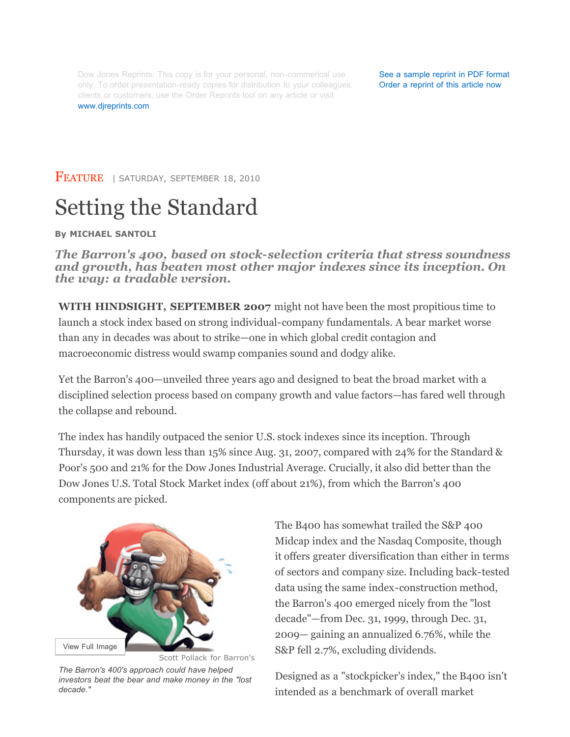Dow Jones Reprints: This copy is for your personal, non-commerical use only. To order presentation-ready copies for distribution to your colleagues, clients or customers, use the Order Reprints tool on any article or visit www.djreprints.com

See a sample reprint in PDF format
Order a reprint of this article now

FEATURE | SATURDAY, SEPTEMBER 18, 2010

# Setting the Standard

**By MICHAEL SANTOLI**

***The Barron's 400, based on stock-selection criteria that stress soundness and growth, has beaten most other major indexes since its inception. On the way: a tradable version.***

**WITH HINDSIGHT, SEPTEMBER 2007** might not have been the most propitious time to launch a stock index based on strong individual-company fundamentals. A bear market worse than any in decades was about to strike—one in which global credit contagion and macroeconomic distress would swamp companies sound and dodgy alike.

Yet the Barron's 400—unveiled three years ago and designed to beat the broad market with a disciplined selection process based on company growth and value factors—has fared well through the collapse and rebound.

The index has handily outpaced the senior U.S. stock indexes since its inception. Through Thursday, it was down less than 15% since Aug. 31, 2007, compared with 24% for the Standard & Poor's 500 and 21% for the Dow Jones Industrial Average. Crucially, it also did better than the Dow Jones U.S. Total Stock Market index (off about 21%), from which the Barron's 400 components are picked.

View Full Image

Scott Pollack for Barron's

*The Barron's 400's approach could have helped investors beat the bear and make money in the "lost decade."*

The B400 has somewhat trailed the S&P 400 Midcap index and the Nasdaq Composite, though it offers greater diversification than either in terms of sectors and company size. Including back-tested data using the same index-construction method, the Barron's 400 emerged nicely from the "lost decade"—from Dec. 31, 1999, through Dec. 31, 2009— gaining an annualized 6.76%, while the S&P fell 2.7%, excluding dividends.

Designed as a "stockpicker's index," the B400 isn't intended as a benchmark of overall market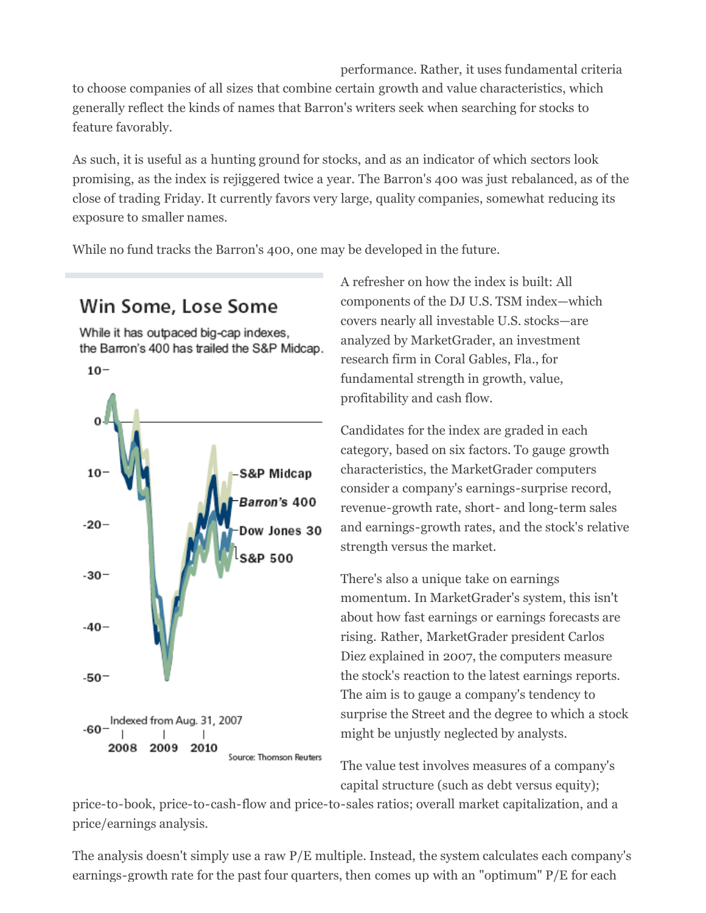performance. Rather, it uses fundamental criteria to choose companies of all sizes that combine certain growth and value characteristics, which generally reflect the kinds of names that Barron's writers seek when searching for stocks to feature favorably.

As such, it is useful as a hunting ground for stocks, and as an indicator of which sectors look promising, as the index is rejiggered twice a year. The Barron's 400 was just rebalanced, as of the close of trading Friday. It currently favors very large, quality companies, somewhat reducing its exposure to smaller names.

While no fund tracks the Barron's 400, one may be developed in the future.

**Win Some, Lose Some**

While it has outpaced big-cap indexes, the Barron's 400 has trailed the S&P Midcap.

Indexed from Aug. 31, 2007

Source: Thomson Reuters

A refresher on how the index is built: All components of the DJ U.S. TSM index—which covers nearly all investable U.S. stocks—are analyzed by MarketGrader, an investment research firm in Coral Gables, Fla., for fundamental strength in growth, value, profitability and cash flow.

Candidates for the index are graded in each category, based on six factors. To gauge growth characteristics, the MarketGrader computers consider a company's earnings-surprise record, revenue-growth rate, short- and long-term sales and earnings-growth rates, and the stock's relative strength versus the market.

There's also a unique take on earnings momentum. In MarketGrader's system, this isn't about how fast earnings or earnings forecasts are rising. Rather, MarketGrader president Carlos Diez explained in 2007, the computers measure the stock's reaction to the latest earnings reports. The aim is to gauge a company's tendency to surprise the Street and the degree to which a stock might be unjustly neglected by analysts.

The value test involves measures of a company's capital structure (such as debt versus equity); price-to-book, price-to-cash-flow and price-to-sales ratios; overall market capitalization, and a price/earnings analysis.

The analysis doesn't simply use a raw P/E multiple. Instead, the system calculates each company's earnings-growth rate for the past four quarters, then comes up with an "optimum" P/E for each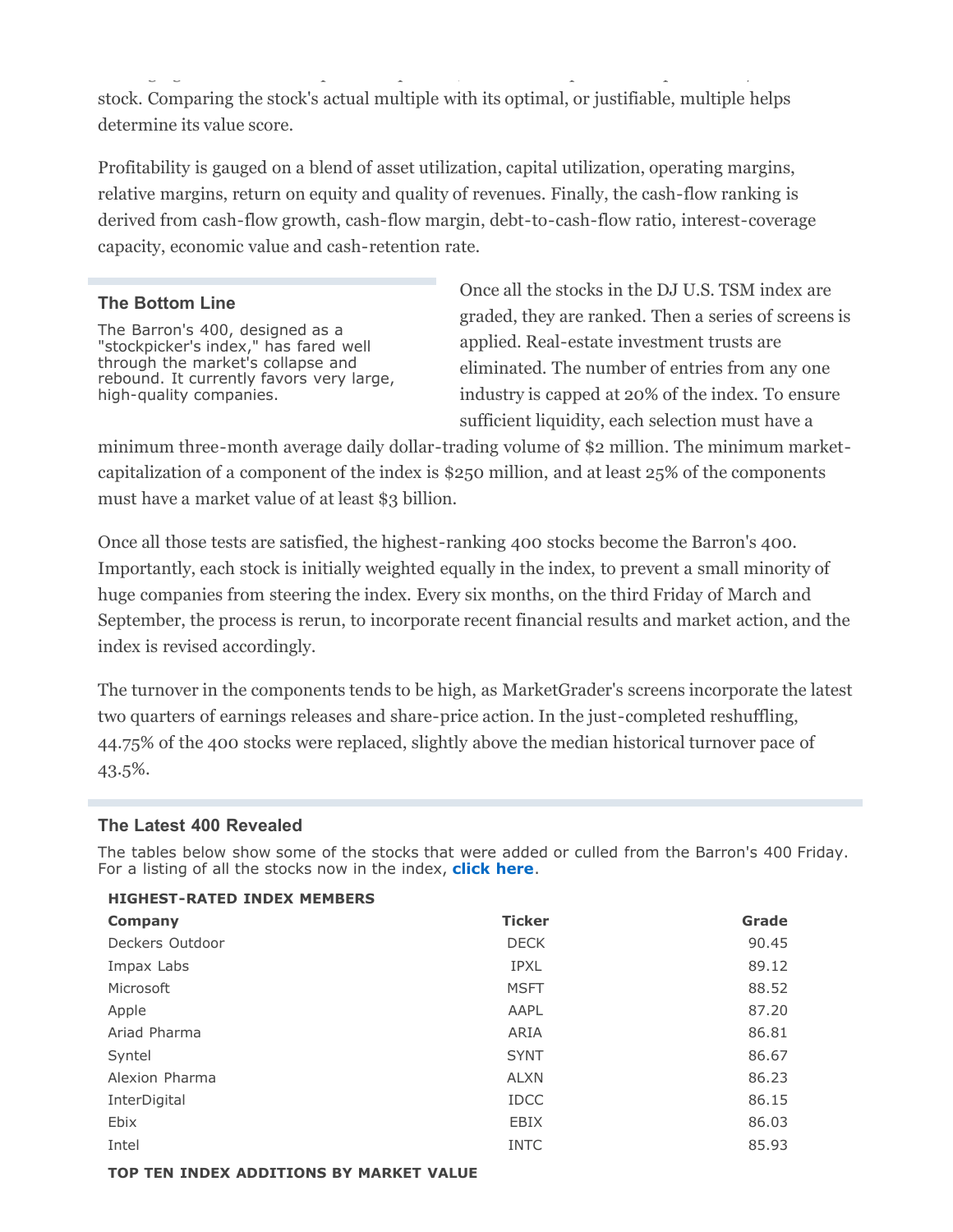stock. Comparing the stock's actual multiple with its optimal, or justifiable, multiple helps determine its value score.

Profitability is gauged on a blend of asset utilization, capital utilization, operating margins, relative margins, return on equity and quality of revenues. Finally, the cash-flow ranking is derived from cash-flow growth, cash-flow margin, debt-to-cash-flow ratio, interest-coverage capacity, economic value and cash-retention rate.

### The Bottom Line

The Barron's 400, designed as a "stockpicker's index," has fared well through the market's collapse and rebound. It currently favors very large, high-quality companies.

Once all the stocks in the DJ U.S. TSM index are graded, they are ranked. Then a series of screens is applied. Real-estate investment trusts are eliminated. The number of entries from any one industry is capped at 20% of the index. To ensure sufficient liquidity, each selection must have a minimum three-month average daily dollar-trading volume of $2 million. The minimum market-capitalization of a component of the index is $250 million, and at least 25% of the components must have a market value of at least $3 billion.

Once all those tests are satisfied, the highest-ranking 400 stocks become the Barron's 400. Importantly, each stock is initially weighted equally in the index, to prevent a small minority of huge companies from steering the index. Every six months, on the third Friday of March and September, the process is rerun, to incorporate recent financial results and market action, and the index is revised accordingly.

The turnover in the components tends to be high, as MarketGrader's screens incorporate the latest two quarters of earnings releases and share-price action. In the just-completed reshuffling, 44.75% of the 400 stocks were replaced, slightly above the median historical turnover pace of 43.5%.

### The Latest 400 Revealed

The tables below show some of the stocks that were added or culled from the Barron's 400 Friday. For a listing of all the stocks now in the index, **click here**.

**HIGHEST-RATED INDEX MEMBERS**

| Company | Ticker | Grade |
|---|---|---|
| Deckers Outdoor | DECK | 90.45 |
| Impax Labs | IPXL | 89.12 |
| Microsoft | MSFT | 88.52 |
| Apple | AAPL | 87.20 |
| Ariad Pharma | ARIA | 86.81 |
| Syntel | SYNT | 86.67 |
| Alexion Pharma | ALXN | 86.23 |
| InterDigital | IDCC | 86.15 |
| Ebix | EBIX | 86.03 |
| Intel | INTC | 85.93 |

**TOP TEN INDEX ADDITIONS BY MARKET VALUE**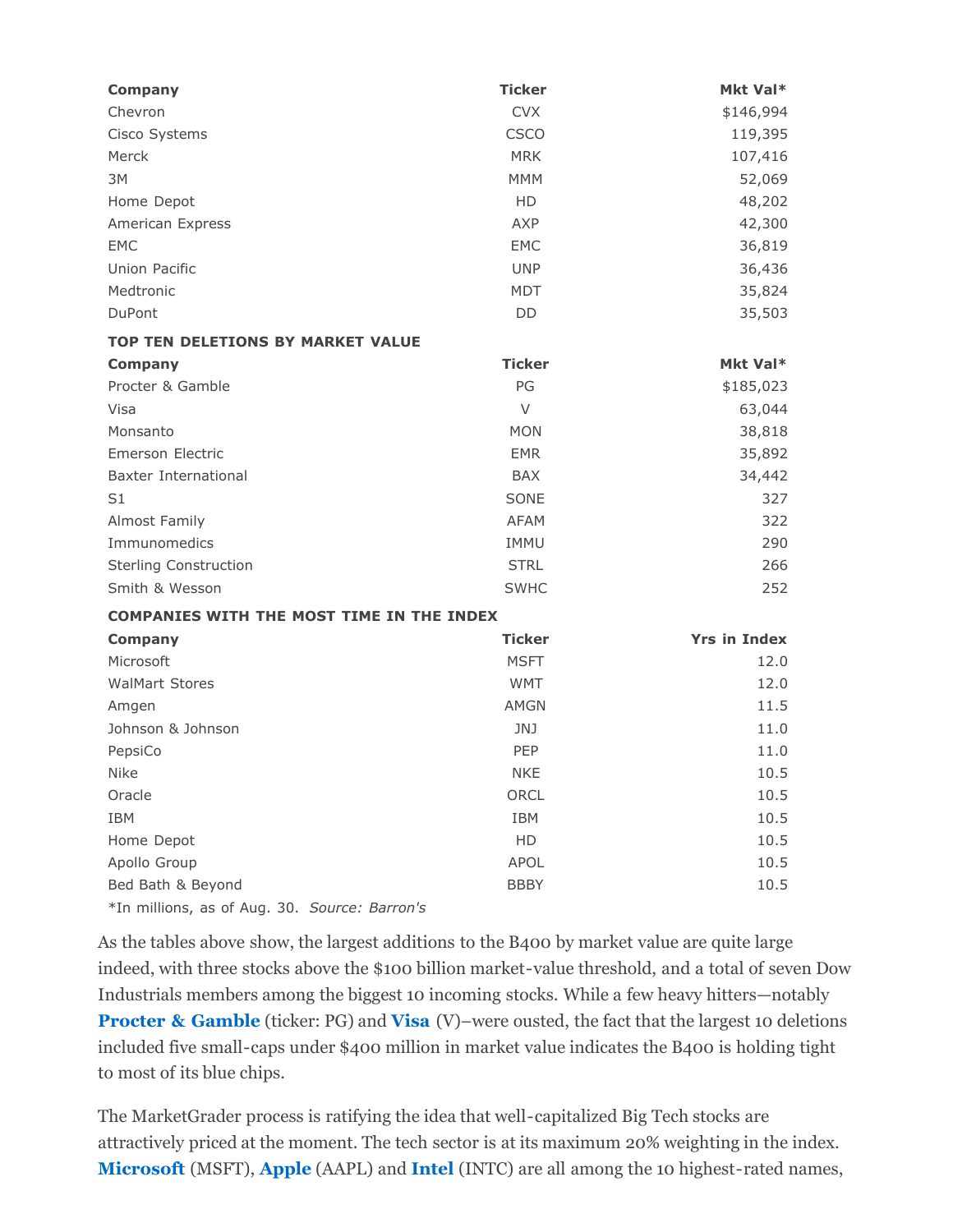| Company | Ticker | Mkt Val* |
|---|---|---|
| Chevron | CVX | $146,994 |
| Cisco Systems | CSCO | 119,395 |
| Merck | MRK | 107,416 |
| 3M | MMM | 52,069 |
| Home Depot | HD | 48,202 |
| American Express | AXP | 42,300 |
| EMC | EMC | 36,819 |
| Union Pacific | UNP | 36,436 |
| Medtronic | MDT | 35,824 |
| DuPont | DD | 35,503 |

**TOP TEN DELETIONS BY MARKET VALUE**

| Company | Ticker | Mkt Val* |
|---|---|---|
| Procter & Gamble | PG | $185,023 |
| Visa | V | 63,044 |
| Monsanto | MON | 38,818 |
| Emerson Electric | EMR | 35,892 |
| Baxter International | BAX | 34,442 |
| S1 | SONE | 327 |
| Almost Family | AFAM | 322 |
| Immunomedics | IMMU | 290 |
| Sterling Construction | STRL | 266 |
| Smith & Wesson | SWHC | 252 |

**COMPANIES WITH THE MOST TIME IN THE INDEX**

| Company | Ticker | Yrs in Index |
|---|---|---|
| Microsoft | MSFT | 12.0 |
| WalMart Stores | WMT | 12.0 |
| Amgen | AMGN | 11.5 |
| Johnson & Johnson | JNJ | 11.0 |
| PepsiCo | PEP | 11.0 |
| Nike | NKE | 10.5 |
| Oracle | ORCL | 10.5 |
| IBM | IBM | 10.5 |
| Home Depot | HD | 10.5 |
| Apollo Group | APOL | 10.5 |
| Bed Bath & Beyond | BBBY | 10.5 |

*In millions, as of Aug. 30. *Source: Barron's*

As the tables above show, the largest additions to the B400 by market value are quite large indeed, with three stocks above the $100 billion market-value threshold, and a total of seven Dow Industrials members among the biggest 10 incoming stocks. While a few heavy hitters—notably **Procter & Gamble** (ticker: PG) and **Visa** (V)–were ousted, the fact that the largest 10 deletions included five small-caps under $400 million in market value indicates the B400 is holding tight to most of its blue chips.

The MarketGrader process is ratifying the idea that well-capitalized Big Tech stocks are attractively priced at the moment. The tech sector is at its maximum 20% weighting in the index. **Microsoft** (MSFT), **Apple** (AAPL) and **Intel** (INTC) are all among the 10 highest-rated names,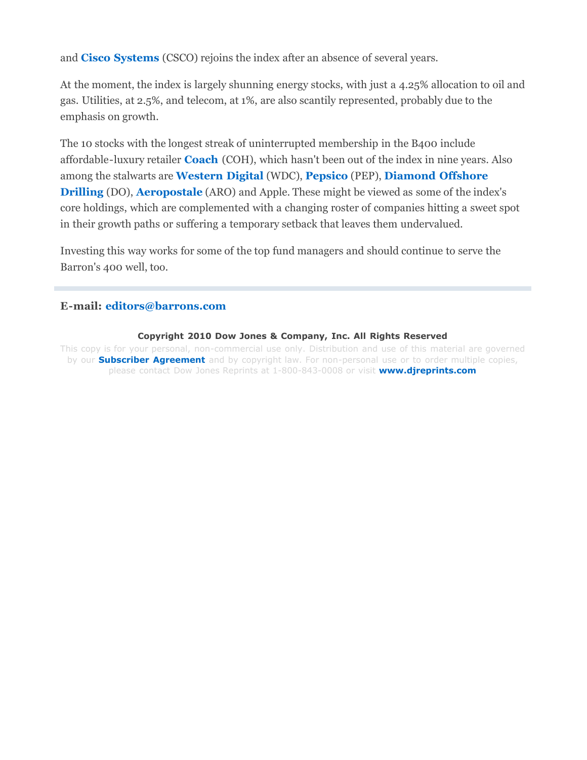and **Cisco Systems** (CSCO) rejoins the index after an absence of several years.

At the moment, the index is largely shunning energy stocks, with just a 4.25% allocation to oil and gas. Utilities, at 2.5%, and telecom, at 1%, are also scantily represented, probably due to the emphasis on growth.

The 10 stocks with the longest streak of uninterrupted membership in the B400 include affordable-luxury retailer **Coach** (COH), which hasn't been out of the index in nine years. Also among the stalwarts are **Western Digital** (WDC), **Pepsico** (PEP), **Diamond Offshore Drilling** (DO), **Aeropostale** (ARO) and Apple. These might be viewed as some of the index's core holdings, which are complemented with a changing roster of companies hitting a sweet spot in their growth paths or suffering a temporary setback that leaves them undervalued.

Investing this way works for some of the top fund managers and should continue to serve the Barron's 400 well, too.

---

**E-mail: editors@barrons.com**

**Copyright 2010 Dow Jones & Company, Inc. All Rights Reserved**

This copy is for your personal, non-commercial use only. Distribution and use of this material are governed by our **Subscriber Agreement** and by copyright law. For non-personal use or to order multiple copies, please contact Dow Jones Reprints at 1-800-843-0008 or visit **www.djreprints.com**